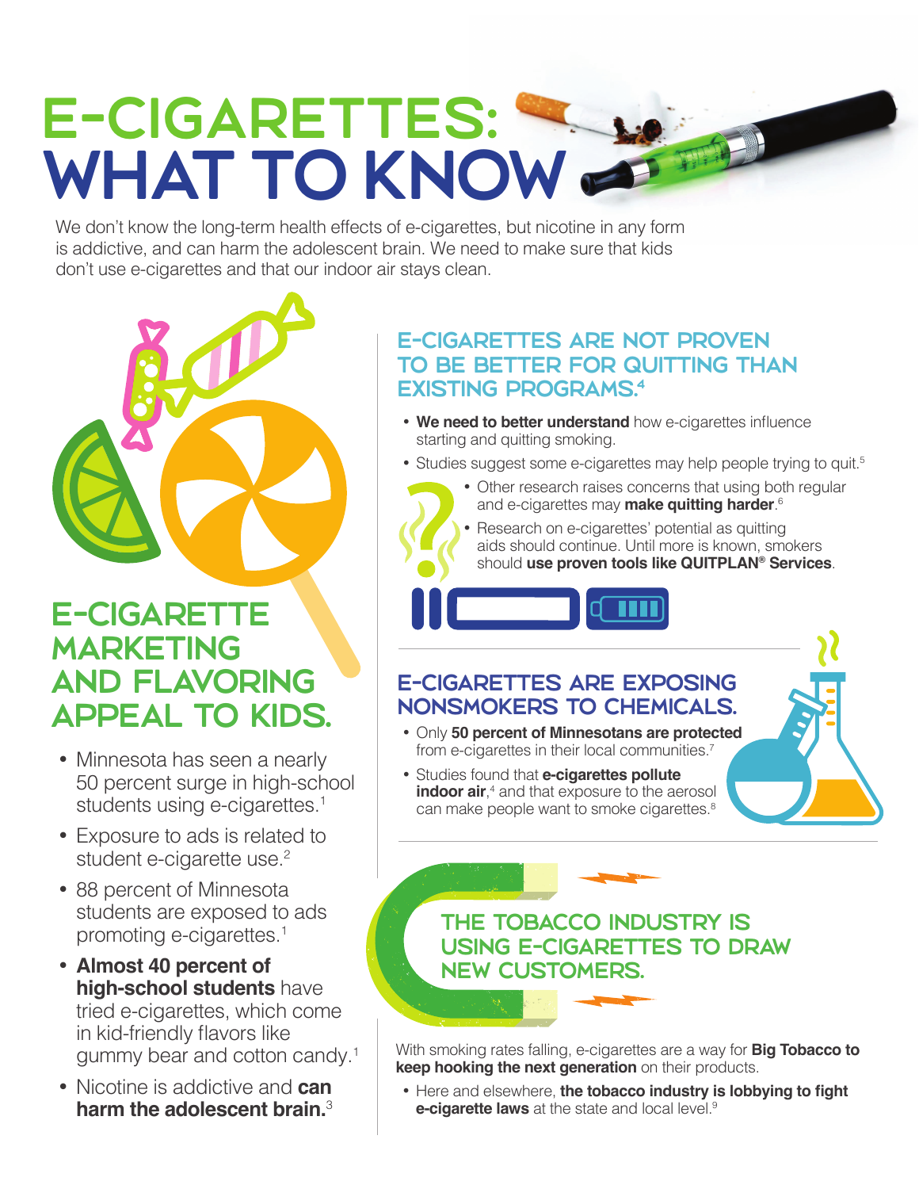# E-CIGARETTES: WHAT TO KNOW

We don't know the long-term health effects of e-cigarettes, but nicotine in any form is addictive, and can harm the adolescent brain. We need to make sure that kids don't use e-cigarettes and that our indoor air stays clean.

## E-CIGARETTE MARKETING AND FLAVORING APPEAL TO KIDS.

- Minnesota has seen a nearly 50 percent surge in high-school students using e-cigarettes.[1]
- Exposure to ads is related to student e-cigarette use.[2]
- 88 percent of Minnesota students are exposed to ads promoting e-cigarettes.[1]
- **Almost 40 percent of high-school students** have tried e-cigarettes, which come in kid-friendly flavors like gummy bear and cotton candy.[1]
- Nicotine is addictive and **can harm the adolescent brain.**[3]

## E-CIGARETTES ARE NOT PROVEN TO BE BETTER FOR QUITTING THAN EXISTING PROGRAMS.[4]

- **We need to better understand** how e-cigarettes influence starting and quitting smoking.
- Studies suggest some e-cigarettes may help people trying to quit.[5]
- Other research raises concerns that using both regular and e-cigarettes may **make quitting harder**.[6]
- Research on e-cigarettes' potential as quitting aids should continue. Until more is known, smokers should **use proven tools like QUITPLAN® Services**.

## E-CIGARETTES ARE EXPOSING NONSMOKERS TO CHEMICALS.

- Only **50 percent of Minnesotans are protected** from e-cigarettes in their local communities.[7]
- Studies found that **e-cigarettes pollute indoor air**,[4] and that exposure to the aerosol can make people want to smoke cigarettes.[8]

## THE TOBACCO INDUSTRY IS USING E-CIGARETTES TO DRAW NEW CUSTOMERS.

With smoking rates falling, e-cigarettes are a way for **Big Tobacco to keep hooking the next generation** on their products.

- Here and elsewhere, **the tobacco industry is lobbying to fight e-cigarette laws** at the state and local level.[9]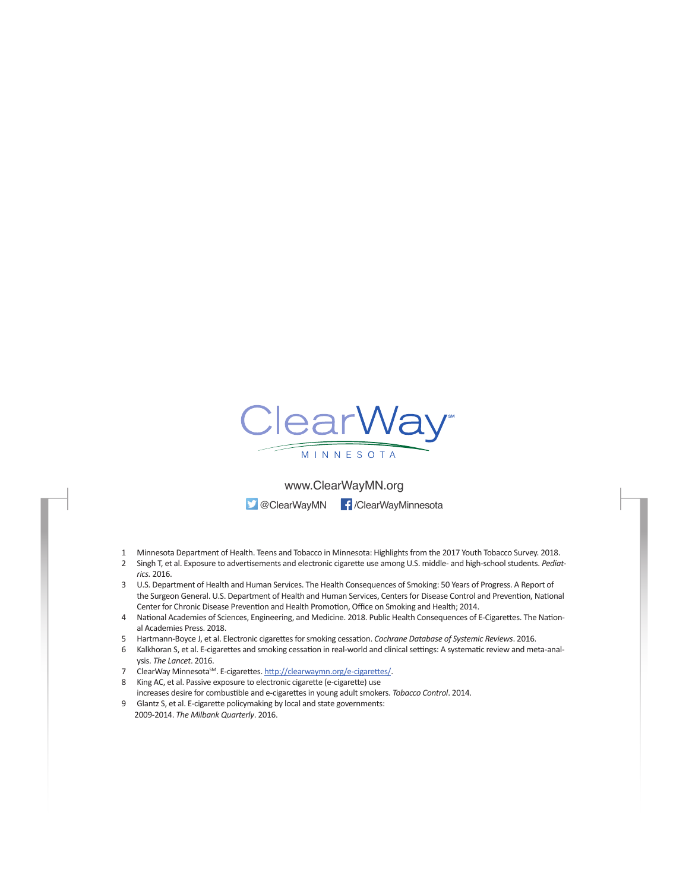ClearWay℠

MINNESOTA

www.ClearWayMN.org

@ClearWayMN /ClearWayMinnesota

1. Minnesota Department of Health. Teens and Tobacco in Minnesota: Highlights from the 2017 Youth Tobacco Survey. 2018.
2. Singh T, et al. Exposure to advertisements and electronic cigarette use among U.S. middle- and high-school students. *Pediatrics*. 2016.
3. U.S. Department of Health and Human Services. The Health Consequences of Smoking: 50 Years of Progress. A Report of the Surgeon General. U.S. Department of Health and Human Services, Centers for Disease Control and Prevention, National Center for Chronic Disease Prevention and Health Promotion, Office on Smoking and Health; 2014.
4. National Academies of Sciences, Engineering, and Medicine. 2018. Public Health Consequences of E-Cigarettes. The National Academies Press. 2018.
5. Hartmann-Boyce J, et al. Electronic cigarettes for smoking cessation. *Cochrane Database of Systemic Reviews*. 2016.
6. Kalkhoran S, et al. E-cigarettes and smoking cessation in real-world and clinical settings: A systematic review and meta-analysis. *The Lancet*. 2016.
7. ClearWay Minnesota℠. E-cigarettes. http://clearwaymn.org/e-cigarettes/.
8. King AC, et al. Passive exposure to electronic cigarette (e-cigarette) use increases desire for combustible and e-cigarettes in young adult smokers. *Tobacco Control*. 2014.
9. Glantz S, et al. E-cigarette policymaking by local and state governments: 2009-2014. *The Milbank Quarterly*. 2016.